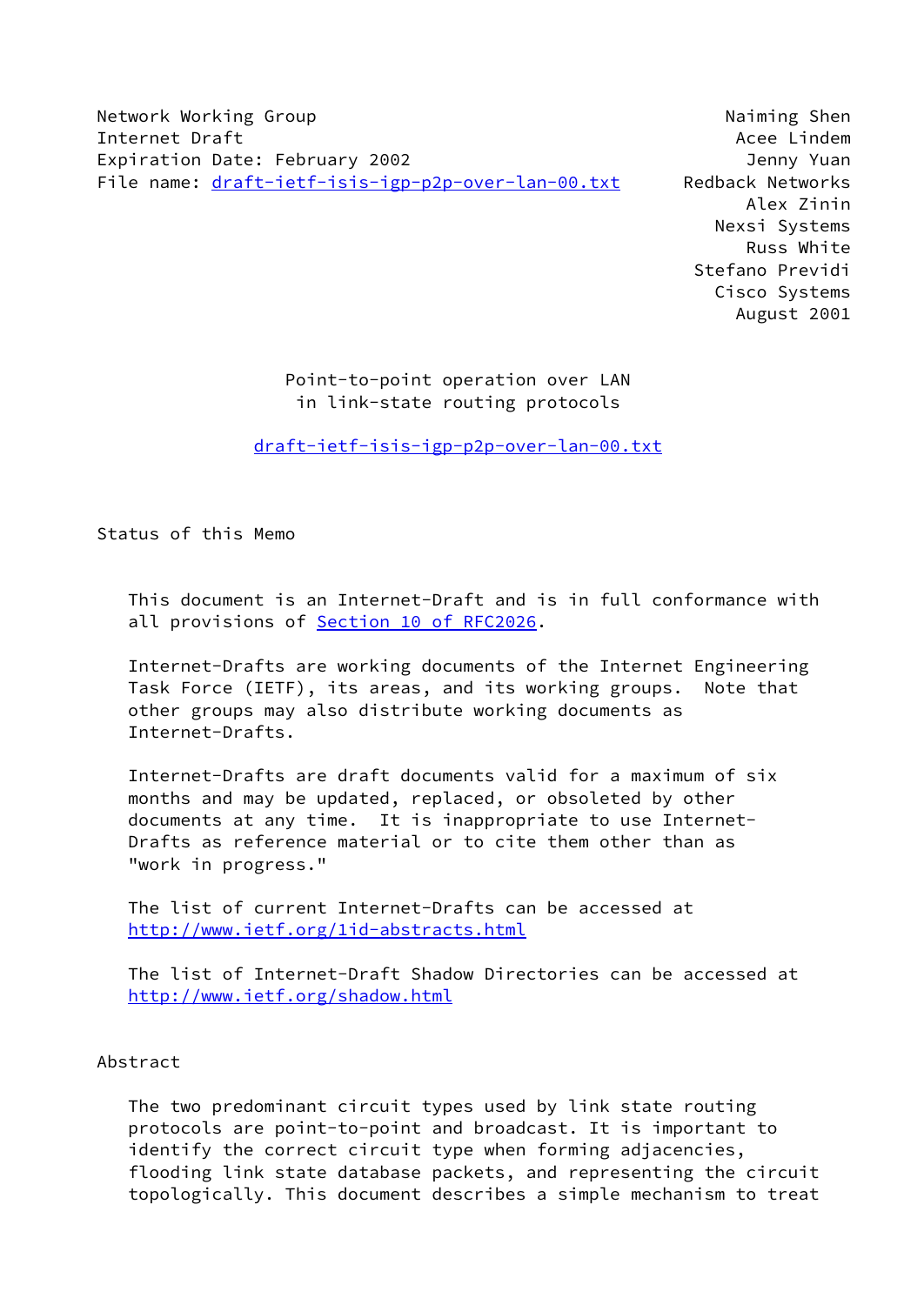Network Working Group                                          Naiming Shen
Internet Draft                                                  Acee Lindem
Expiration Date: February 2002                                   Jenny Yuan
File name: draft-ietf-isis-igp-p2p-over-lan-00.txt         Redback Networks
                                                                 Alex Zinin
                                                              Nexsi Systems
                                                                 Russ White
                                                            Stefano Previdi
                                                              Cisco Systems
                                                                August 2001

# Point-to-point operation over LAN in link-state routing protocols

draft-ietf-isis-igp-p2p-over-lan-00.txt

## Status of this Memo

This document is an Internet-Draft and is in full conformance with all provisions of Section 10 of RFC2026.

Internet-Drafts are working documents of the Internet Engineering Task Force (IETF), its areas, and its working groups. Note that other groups may also distribute working documents as Internet-Drafts.

Internet-Drafts are draft documents valid for a maximum of six months and may be updated, replaced, or obsoleted by other documents at any time. It is inappropriate to use Internet-Drafts as reference material or to cite them other than as "work in progress."

The list of current Internet-Drafts can be accessed at http://www.ietf.org/1id-abstracts.html

The list of Internet-Draft Shadow Directories can be accessed at http://www.ietf.org/shadow.html

## Abstract

The two predominant circuit types used by link state routing protocols are point-to-point and broadcast. It is important to identify the correct circuit type when forming adjacencies, flooding link state database packets, and representing the circuit topologically. This document describes a simple mechanism to treat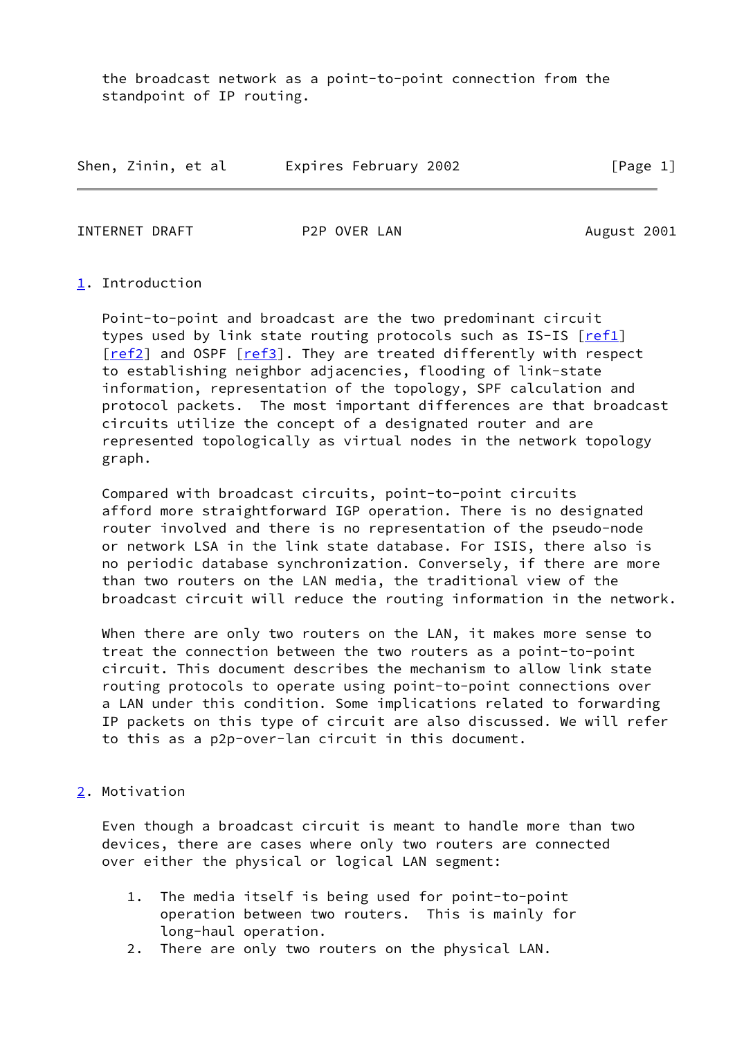the broadcast network as a point-to-point connection from the standpoint of IP routing.

## 1. Introduction

Point-to-point and broadcast are the two predominant circuit types used by link state routing protocols such as IS-IS [ref1] [ref2] and OSPF [ref3]. They are treated differently with respect to establishing neighbor adjacencies, flooding of link-state information, representation of the topology, SPF calculation and protocol packets. The most important differences are that broadcast circuits utilize the concept of a designated router and are represented topologically as virtual nodes in the network topology graph.

Compared with broadcast circuits, point-to-point circuits afford more straightforward IGP operation. There is no designated router involved and there is no representation of the pseudo-node or network LSA in the link state database. For ISIS, there also is no periodic database synchronization. Conversely, if there are more than two routers on the LAN media, the traditional view of the broadcast circuit will reduce the routing information in the network.

When there are only two routers on the LAN, it makes more sense to treat the connection between the two routers as a point-to-point circuit. This document describes the mechanism to allow link state routing protocols to operate using point-to-point connections over a LAN under this condition. Some implications related to forwarding IP packets on this type of circuit are also discussed. We will refer to this as a p2p-over-lan circuit in this document.

## 2. Motivation

Even though a broadcast circuit is meant to handle more than two devices, there are cases where only two routers are connected over either the physical or logical LAN segment:

1. The media itself is being used for point-to-point operation between two routers. This is mainly for long-haul operation.
2. There are only two routers on the physical LAN.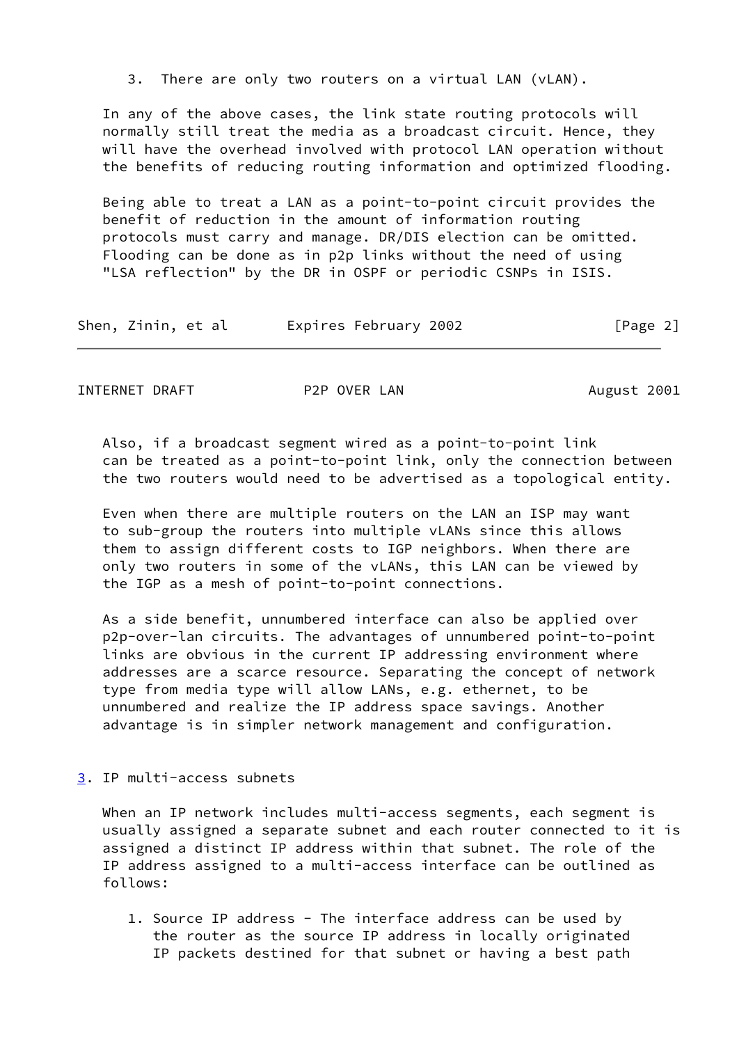3. There are only two routers on a virtual LAN (vLAN).

In any of the above cases, the link state routing protocols will normally still treat the media as a broadcast circuit. Hence, they will have the overhead involved with protocol LAN operation without the benefits of reducing routing information and optimized flooding.

Being able to treat a LAN as a point-to-point circuit provides the benefit of reduction in the amount of information routing protocols must carry and manage. DR/DIS election can be omitted. Flooding can be done as in p2p links without the need of using "LSA reflection" by the DR in OSPF or periodic CSNPs in ISIS.

Also, if a broadcast segment wired as a point-to-point link can be treated as a point-to-point link, only the connection between the two routers would need to be advertised as a topological entity.

Even when there are multiple routers on the LAN an ISP may want to sub-group the routers into multiple vLANs since this allows them to assign different costs to IGP neighbors. When there are only two routers in some of the vLANs, this LAN can be viewed by the IGP as a mesh of point-to-point connections.

As a side benefit, unnumbered interface can also be applied over p2p-over-lan circuits. The advantages of unnumbered point-to-point links are obvious in the current IP addressing environment where addresses are a scarce resource. Separating the concept of network type from media type will allow LANs, e.g. ethernet, to be unnumbered and realize the IP address space savings. Another advantage is in simpler network management and configuration.

## 3. IP multi-access subnets

When an IP network includes multi-access segments, each segment is usually assigned a separate subnet and each router connected to it is assigned a distinct IP address within that subnet. The role of the IP address assigned to a multi-access interface can be outlined as follows:

1. Source IP address - The interface address can be used by the router as the source IP address in locally originated IP packets destined for that subnet or having a best path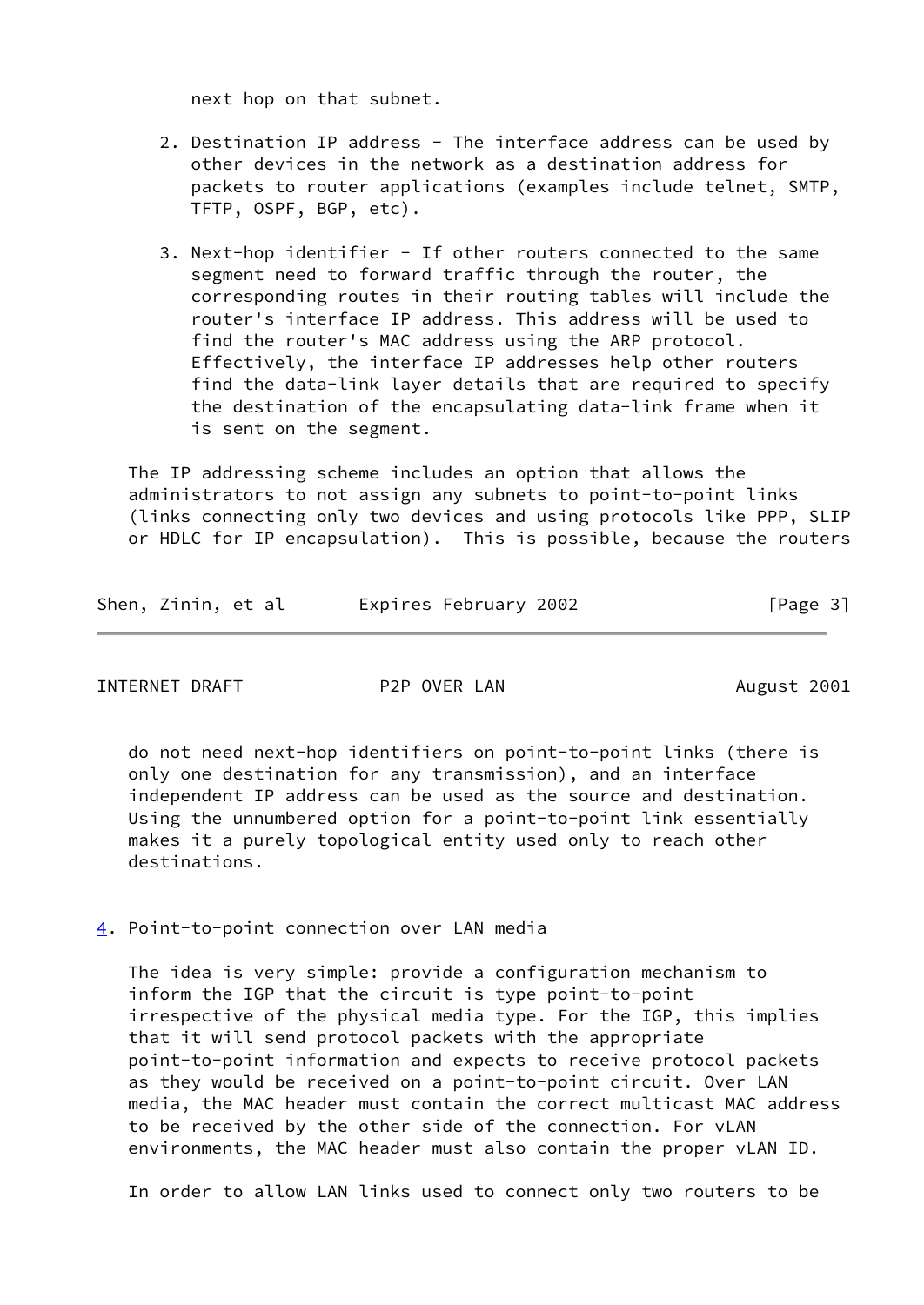next hop on that subnet.

2. Destination IP address - The interface address can be used by other devices in the network as a destination address for packets to router applications (examples include telnet, SMTP, TFTP, OSPF, BGP, etc).

3. Next-hop identifier - If other routers connected to the same segment need to forward traffic through the router, the corresponding routes in their routing tables will include the router's interface IP address. This address will be used to find the router's MAC address using the ARP protocol. Effectively, the interface IP addresses help other routers find the data-link layer details that are required to specify the destination of the encapsulating data-link frame when it is sent on the segment.

The IP addressing scheme includes an option that allows the administrators to not assign any subnets to point-to-point links (links connecting only two devices and using protocols like PPP, SLIP or HDLC for IP encapsulation). This is possible, because the routers do not need next-hop identifiers on point-to-point links (there is only one destination for any transmission), and an interface independent IP address can be used as the source and destination. Using the unnumbered option for a point-to-point link essentially makes it a purely topological entity used only to reach other destinations.

## 4. Point-to-point connection over LAN media

The idea is very simple: provide a configuration mechanism to inform the IGP that the circuit is type point-to-point irrespective of the physical media type. For the IGP, this implies that it will send protocol packets with the appropriate point-to-point information and expects to receive protocol packets as they would be received on a point-to-point circuit. Over LAN media, the MAC header must contain the correct multicast MAC address to be received by the other side of the connection. For vLAN environments, the MAC header must also contain the proper vLAN ID.

In order to allow LAN links used to connect only two routers to be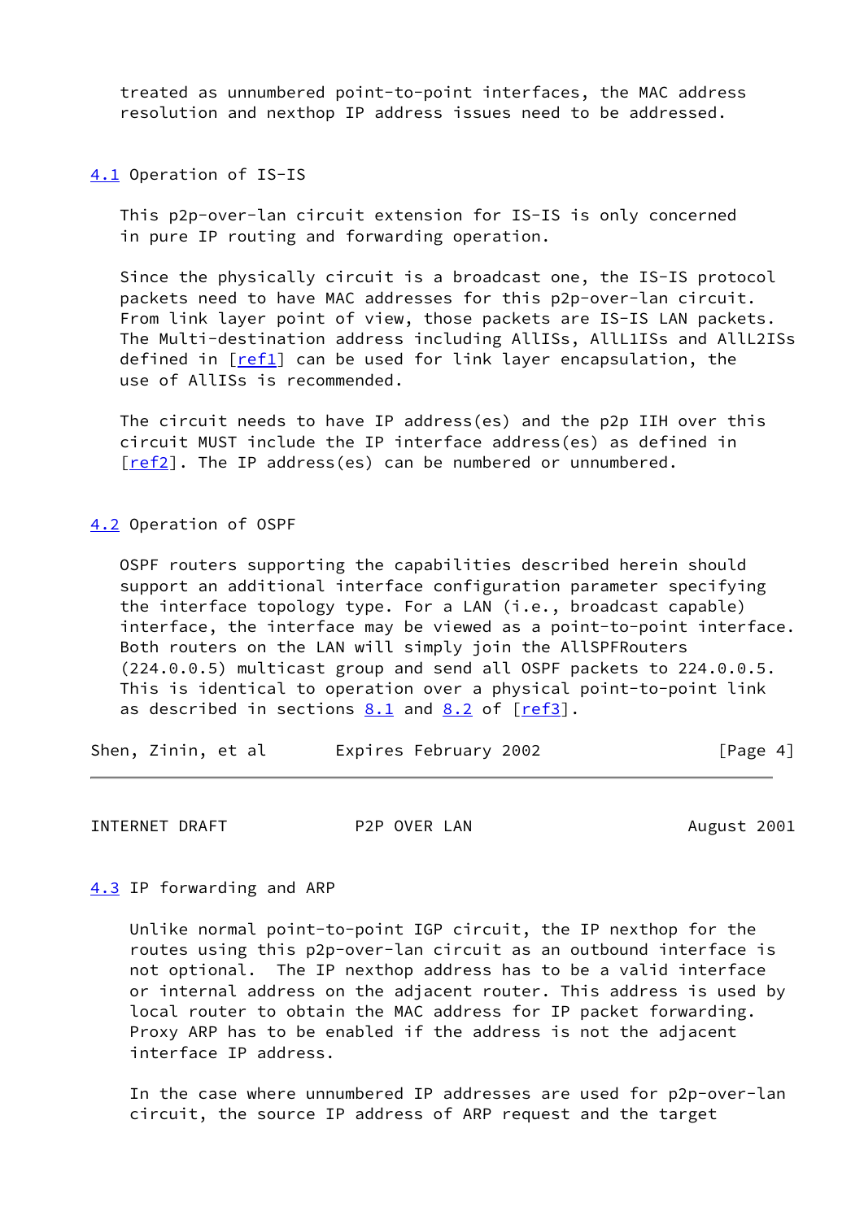treated as unnumbered point-to-point interfaces, the MAC address resolution and nexthop IP address issues need to be addressed.

## 4.1 Operation of IS-IS

This p2p-over-lan circuit extension for IS-IS is only concerned in pure IP routing and forwarding operation.

Since the physically circuit is a broadcast one, the IS-IS protocol packets need to have MAC addresses for this p2p-over-lan circuit. From link layer point of view, those packets are IS-IS LAN packets. The Multi-destination address including AllISs, AllL1ISs and AllL2ISs defined in [ref1] can be used for link layer encapsulation, the use of AllISs is recommended.

The circuit needs to have IP address(es) and the p2p IIH over this circuit MUST include the IP interface address(es) as defined in [ref2]. The IP address(es) can be numbered or unnumbered.

## 4.2 Operation of OSPF

OSPF routers supporting the capabilities described herein should support an additional interface configuration parameter specifying the interface topology type. For a LAN (i.e., broadcast capable) interface, the interface may be viewed as a point-to-point interface. Both routers on the LAN will simply join the AllSPFRouters (224.0.0.5) multicast group and send all OSPF packets to 224.0.0.5. This is identical to operation over a physical point-to-point link as described in sections 8.1 and 8.2 of [ref3].

## 4.3 IP forwarding and ARP

Unlike normal point-to-point IGP circuit, the IP nexthop for the routes using this p2p-over-lan circuit as an outbound interface is not optional. The IP nexthop address has to be a valid interface or internal address on the adjacent router. This address is used by local router to obtain the MAC address for IP packet forwarding. Proxy ARP has to be enabled if the address is not the adjacent interface IP address.

In the case where unnumbered IP addresses are used for p2p-over-lan circuit, the source IP address of ARP request and the target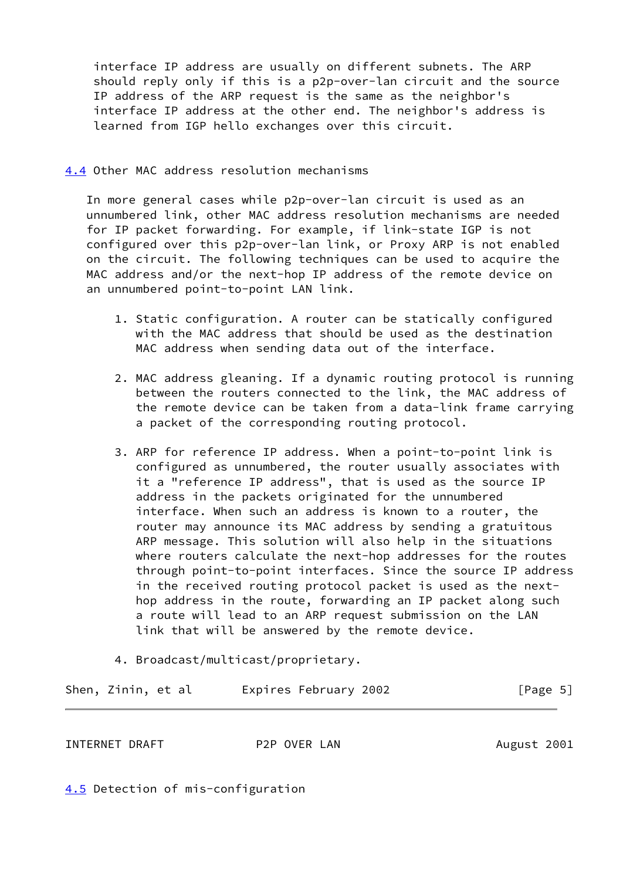interface IP address are usually on different subnets. The ARP should reply only if this is a p2p-over-lan circuit and the source IP address of the ARP request is the same as the neighbor's interface IP address at the other end. The neighbor's address is learned from IGP hello exchanges over this circuit.

### 4.4 Other MAC address resolution mechanisms

In more general cases while p2p-over-lan circuit is used as an unnumbered link, other MAC address resolution mechanisms are needed for IP packet forwarding. For example, if link-state IGP is not configured over this p2p-over-lan link, or Proxy ARP is not enabled on the circuit. The following techniques can be used to acquire the MAC address and/or the next-hop IP address of the remote device on an unnumbered point-to-point LAN link.

1. Static configuration. A router can be statically configured with the MAC address that should be used as the destination MAC address when sending data out of the interface.

2. MAC address gleaning. If a dynamic routing protocol is running between the routers connected to the link, the MAC address of the remote device can be taken from a data-link frame carrying a packet of the corresponding routing protocol.

3. ARP for reference IP address. When a point-to-point link is configured as unnumbered, the router usually associates with it a "reference IP address", that is used as the source IP address in the packets originated for the unnumbered interface. When such an address is known to a router, the router may announce its MAC address by sending a gratuitous ARP message. This solution will also help in the situations where routers calculate the next-hop addresses for the routes through point-to-point interfaces. Since the source IP address in the received routing protocol packet is used as the next-hop address in the route, forwarding an IP packet along such a route will lead to an ARP request submission on the LAN link that will be answered by the remote device.

4. Broadcast/multicast/proprietary.

### 4.5 Detection of mis-configuration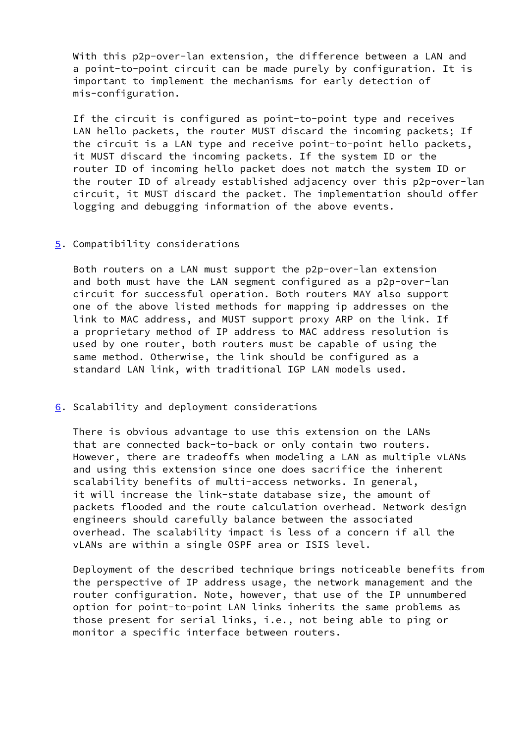With this p2p-over-lan extension, the difference between a LAN and a point-to-point circuit can be made purely by configuration. It is important to implement the mechanisms for early detection of mis-configuration.

If the circuit is configured as point-to-point type and receives LAN hello packets, the router MUST discard the incoming packets; If the circuit is a LAN type and receive point-to-point hello packets, it MUST discard the incoming packets. If the system ID or the router ID of incoming hello packet does not match the system ID or the router ID of already established adjacency over this p2p-over-lan circuit, it MUST discard the packet. The implementation should offer logging and debugging information of the above events.

## 5. Compatibility considerations

Both routers on a LAN must support the p2p-over-lan extension and both must have the LAN segment configured as a p2p-over-lan circuit for successful operation. Both routers MAY also support one of the above listed methods for mapping ip addresses on the link to MAC address, and MUST support proxy ARP on the link. If a proprietary method of IP address to MAC address resolution is used by one router, both routers must be capable of using the same method. Otherwise, the link should be configured as a standard LAN link, with traditional IGP LAN models used.

## 6. Scalability and deployment considerations

There is obvious advantage to use this extension on the LANs that are connected back-to-back or only contain two routers. However, there are tradeoffs when modeling a LAN as multiple vLANs and using this extension since one does sacrifice the inherent scalability benefits of multi-access networks. In general, it will increase the link-state database size, the amount of packets flooded and the route calculation overhead. Network design engineers should carefully balance between the associated overhead. The scalability impact is less of a concern if all the vLANs are within a single OSPF area or ISIS level.

Deployment of the described technique brings noticeable benefits from the perspective of IP address usage, the network management and the router configuration. Note, however, that use of the IP unnumbered option for point-to-point LAN links inherits the same problems as those present for serial links, i.e., not being able to ping or monitor a specific interface between routers.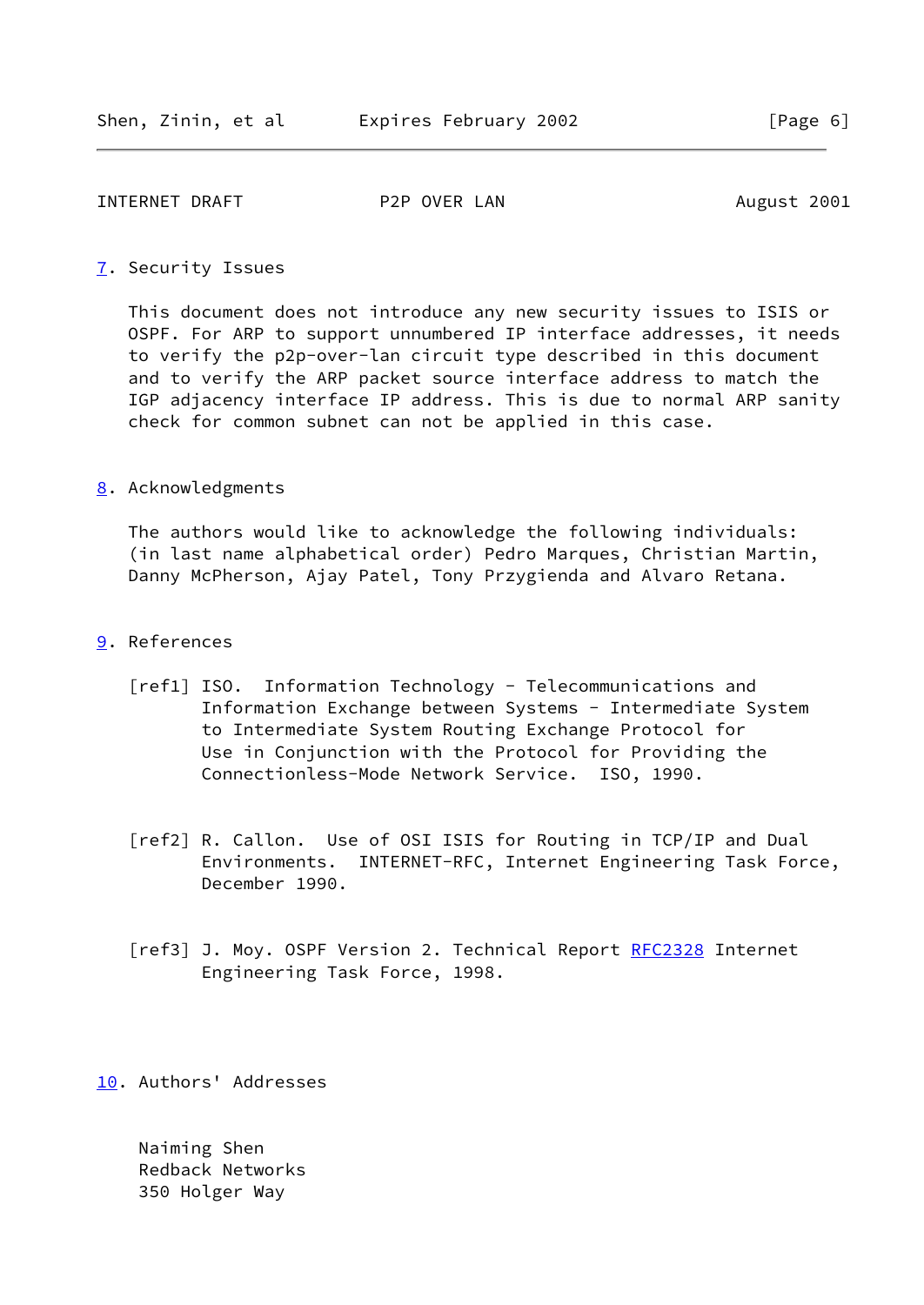## 7. Security Issues

This document does not introduce any new security issues to ISIS or OSPF. For ARP to support unnumbered IP interface addresses, it needs to verify the p2p-over-lan circuit type described in this document and to verify the ARP packet source interface address to match the IGP adjacency interface IP address. This is due to normal ARP sanity check for common subnet can not be applied in this case.

## 8. Acknowledgments

The authors would like to acknowledge the following individuals: (in last name alphabetical order) Pedro Marques, Christian Martin, Danny McPherson, Ajay Patel, Tony Przygienda and Alvaro Retana.

## 9. References

[ref1] ISO. Information Technology - Telecommunications and Information Exchange between Systems - Intermediate System to Intermediate System Routing Exchange Protocol for Use in Conjunction with the Protocol for Providing the Connectionless-Mode Network Service. ISO, 1990.

[ref2] R. Callon. Use of OSI ISIS for Routing in TCP/IP and Dual Environments. INTERNET-RFC, Internet Engineering Task Force, December 1990.

[ref3] J. Moy. OSPF Version 2. Technical Report RFC2328 Internet Engineering Task Force, 1998.

## 10. Authors' Addresses

Naiming Shen
Redback Networks
350 Holger Way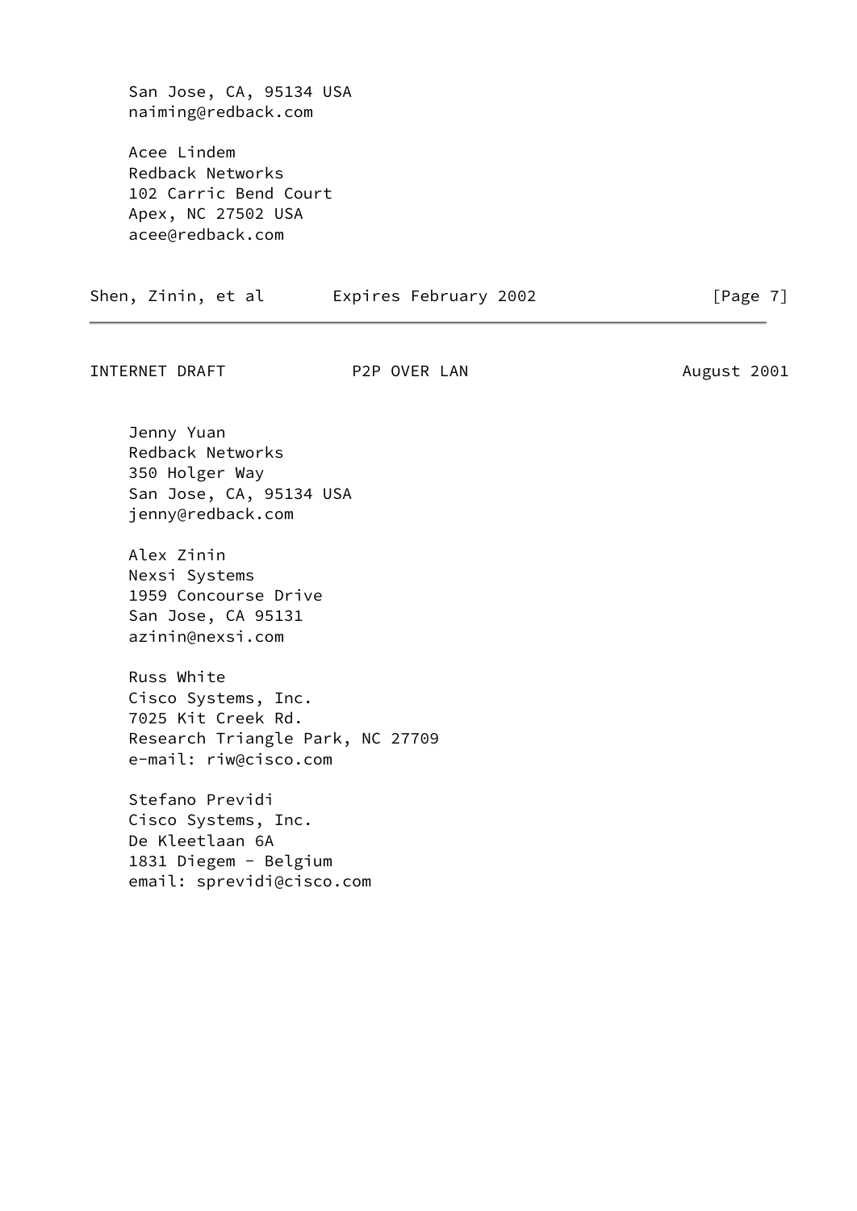San Jose, CA, 95134 USA
naiming@redback.com

Acee Lindem
Redback Networks
102 Carric Bend Court
Apex, NC 27502 USA
acee@redback.com

Jenny Yuan
Redback Networks
350 Holger Way
San Jose, CA, 95134 USA
jenny@redback.com

Alex Zinin
Nexsi Systems
1959 Concourse Drive
San Jose, CA 95131
azinin@nexsi.com

Russ White
Cisco Systems, Inc.
7025 Kit Creek Rd.
Research Triangle Park, NC 27709
e-mail: riw@cisco.com

Stefano Previdi
Cisco Systems, Inc.
De Kleetlaan 6A
1831 Diegem - Belgium
email: sprevidi@cisco.com